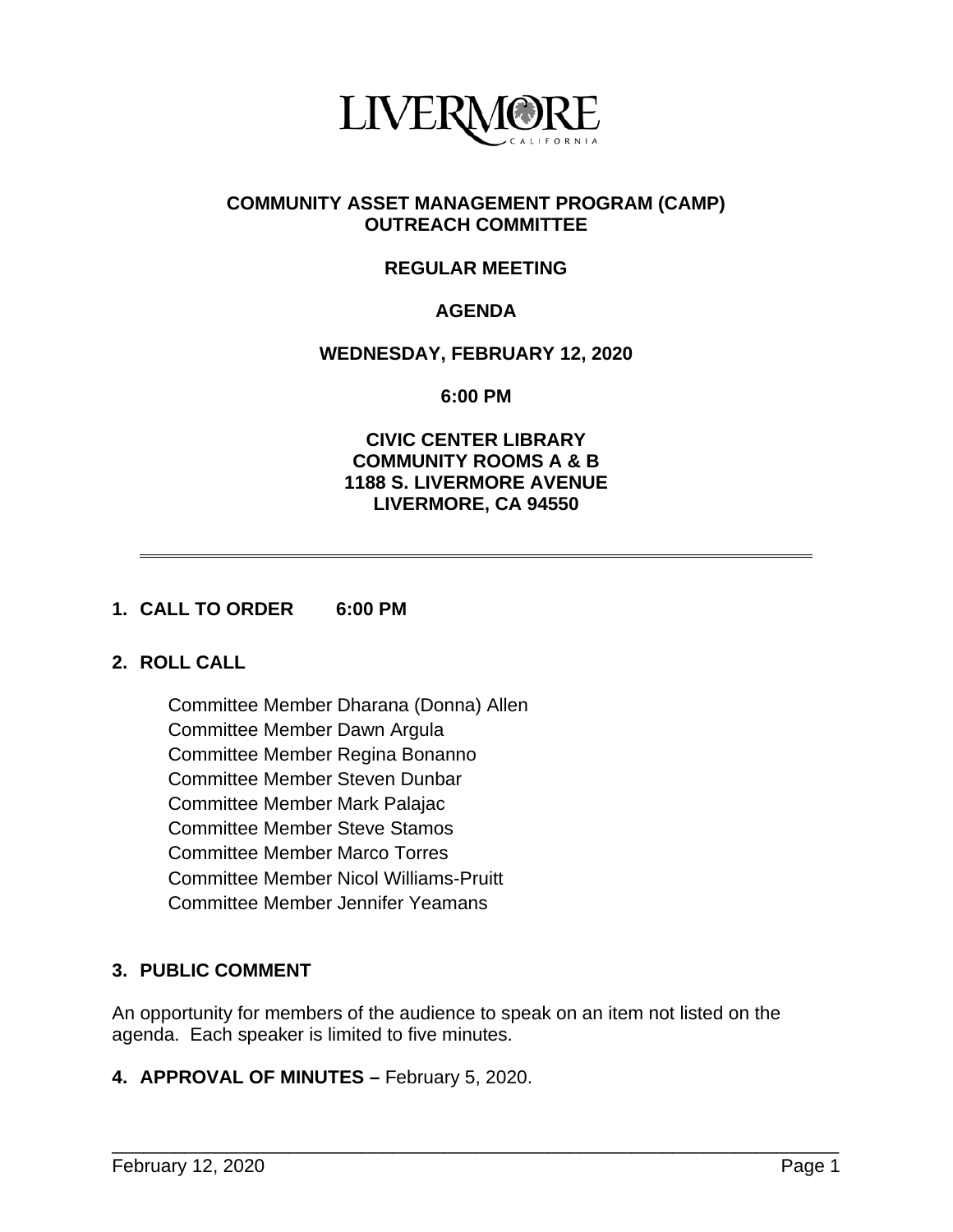LIVERMORE
CALIFORNIA

# COMMUNITY ASSET MANAGEMENT PROGRAM (CAMP) OUTREACH COMMITTEE

## REGULAR MEETING

## AGENDA

**WEDNESDAY, FEBRUARY 12, 2020**

**6:00 PM**

**CIVIC CENTER LIBRARY**
**COMMUNITY ROOMS A & B**
**1188 S. LIVERMORE AVENUE**
**LIVERMORE, CA 94550**

---

**1. CALL TO ORDER 6:00 PM**

**2. ROLL CALL**

Committee Member Dharana (Donna) Allen
Committee Member Dawn Argula
Committee Member Regina Bonanno
Committee Member Steven Dunbar
Committee Member Mark Palajac
Committee Member Steve Stamos
Committee Member Marco Torres
Committee Member Nicol Williams-Pruitt
Committee Member Jennifer Yeamans

**3. PUBLIC COMMENT**

An opportunity for members of the audience to speak on an item not listed on the agenda. Each speaker is limited to five minutes.

**4. APPROVAL OF MINUTES –** February 5, 2020.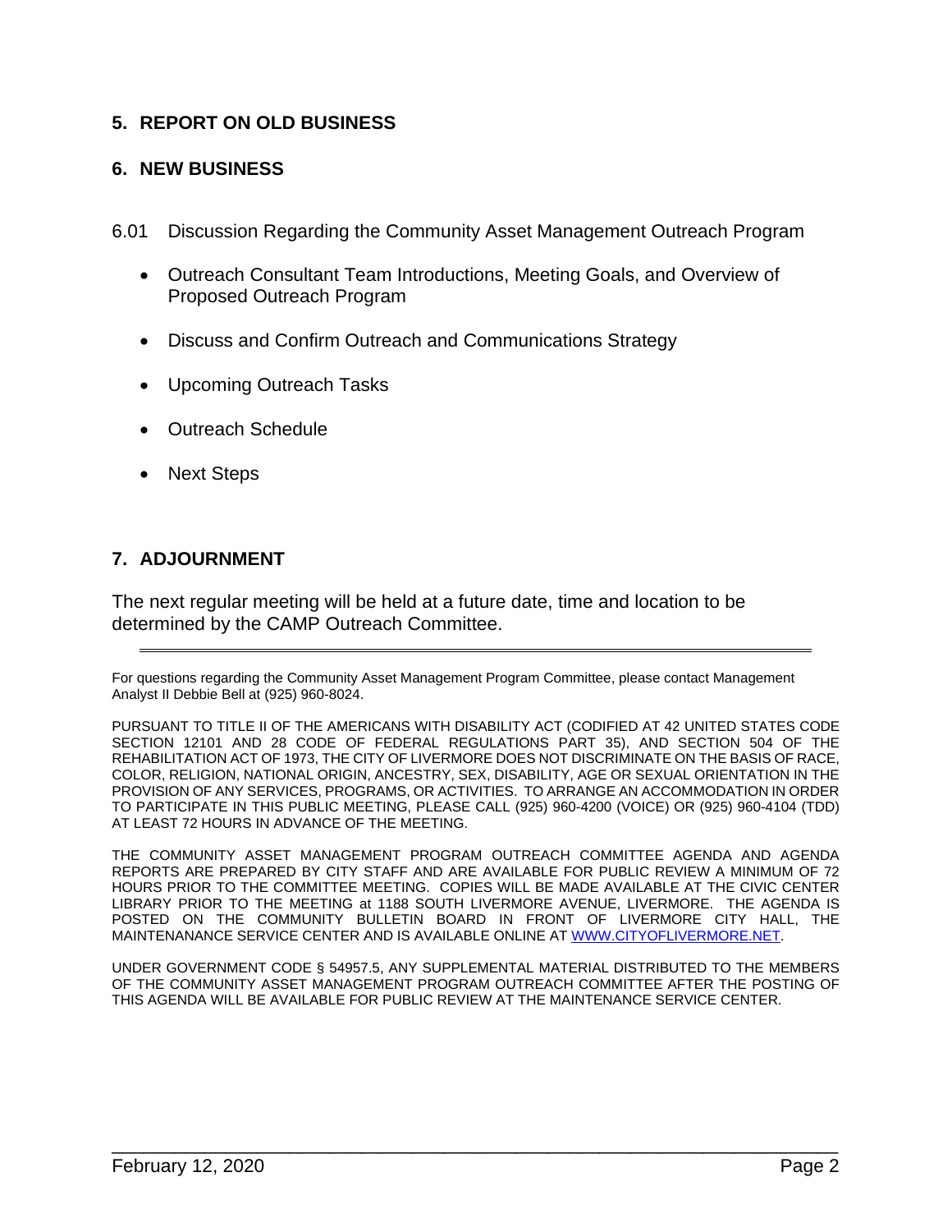## 5. REPORT ON OLD BUSINESS

## 6. NEW BUSINESS

6.01 Discussion Regarding the Community Asset Management Outreach Program

- Outreach Consultant Team Introductions, Meeting Goals, and Overview of Proposed Outreach Program
- Discuss and Confirm Outreach and Communications Strategy
- Upcoming Outreach Tasks
- Outreach Schedule
- Next Steps

## 7. ADJOURNMENT

The next regular meeting will be held at a future date, time and location to be determined by the CAMP Outreach Committee.

---

For questions regarding the Community Asset Management Program Committee, please contact Management Analyst II Debbie Bell at (925) 960-8024.

PURSUANT TO TITLE II OF THE AMERICANS WITH DISABILITY ACT (CODIFIED AT 42 UNITED STATES CODE SECTION 12101 AND 28 CODE OF FEDERAL REGULATIONS PART 35), AND SECTION 504 OF THE REHABILITATION ACT OF 1973, THE CITY OF LIVERMORE DOES NOT DISCRIMINATE ON THE BASIS OF RACE, COLOR, RELIGION, NATIONAL ORIGIN, ANCESTRY, SEX, DISABILITY, AGE OR SEXUAL ORIENTATION IN THE PROVISION OF ANY SERVICES, PROGRAMS, OR ACTIVITIES. TO ARRANGE AN ACCOMMODATION IN ORDER TO PARTICIPATE IN THIS PUBLIC MEETING, PLEASE CALL (925) 960-4200 (VOICE) OR (925) 960-4104 (TDD) AT LEAST 72 HOURS IN ADVANCE OF THE MEETING.

THE COMMUNITY ASSET MANAGEMENT PROGRAM OUTREACH COMMITTEE AGENDA AND AGENDA REPORTS ARE PREPARED BY CITY STAFF AND ARE AVAILABLE FOR PUBLIC REVIEW A MINIMUM OF 72 HOURS PRIOR TO THE COMMITTEE MEETING. COPIES WILL BE MADE AVAILABLE AT THE CIVIC CENTER LIBRARY PRIOR TO THE MEETING at 1188 SOUTH LIVERMORE AVENUE, LIVERMORE. THE AGENDA IS POSTED ON THE COMMUNITY BULLETIN BOARD IN FRONT OF LIVERMORE CITY HALL, THE MAINTENANANCE SERVICE CENTER AND IS AVAILABLE ONLINE AT WWW.CITYOFLIVERMORE.NET.

UNDER GOVERNMENT CODE § 54957.5, ANY SUPPLEMENTAL MATERIAL DISTRIBUTED TO THE MEMBERS OF THE COMMUNITY ASSET MANAGEMENT PROGRAM OUTREACH COMMITTEE AFTER THE POSTING OF THIS AGENDA WILL BE AVAILABLE FOR PUBLIC REVIEW AT THE MAINTENANCE SERVICE CENTER.